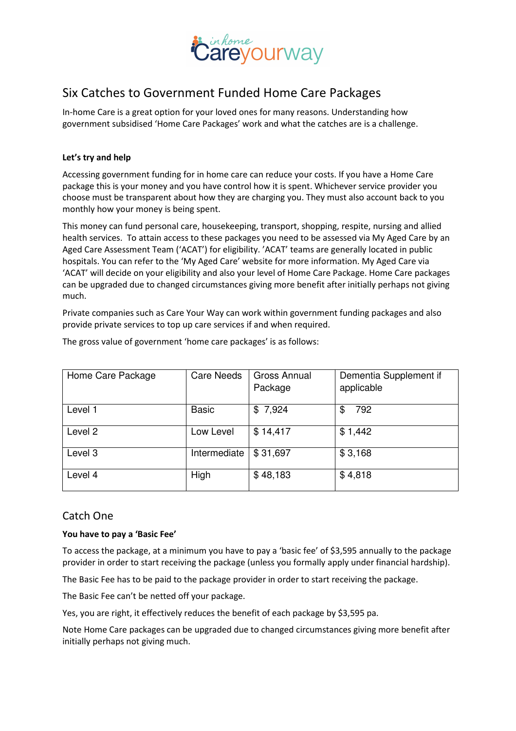# Six Catches to Government Funded Home Care Packages

In-home Care is a great option for your loved ones for many reasons. Understanding how government subsidised 'Home Care Packages' work and what the catches are is a challenge.

**Let's try and help**

Accessing government funding for in home care can reduce your costs. If you have a Home Care package this is your money and you have control how it is spent. Whichever service provider you choose must be transparent about how they are charging you. They must also account back to you monthly how your money is being spent.

This money can fund personal care, housekeeping, transport, shopping, respite, nursing and allied health services. To attain access to these packages you need to be assessed via My Aged Care by an Aged Care Assessment Team ('ACAT') for eligibility. 'ACAT' teams are generally located in public hospitals. You can refer to the 'My Aged Care' website for more information. My Aged Care via 'ACAT' will decide on your eligibility and also your level of Home Care Package. Home Care packages can be upgraded due to changed circumstances giving more benefit after initially perhaps not giving much.

Private companies such as Care Your Way can work within government funding packages and also provide private services to top up care services if and when required.

The gross value of government 'home care packages' is as follows:

| Home Care Package | Care Needs | Gross Annual Package | Dementia Supplement if applicable |
|---|---|---|---|
| Level 1 | Basic | $ 7,924 | $ 792 |
| Level 2 | Low Level | $ 14,417 | $ 1,442 |
| Level 3 | Intermediate | $ 31,697 | $ 3,168 |
| Level 4 | High | $ 48,183 | $ 4,818 |

## Catch One

**You have to pay a 'Basic Fee'**

To access the package, at a minimum you have to pay a 'basic fee' of $3,595 annually to the package provider in order to start receiving the package (unless you formally apply under financial hardship).

The Basic Fee has to be paid to the package provider in order to start receiving the package.

The Basic Fee can't be netted off your package.

Yes, you are right, it effectively reduces the benefit of each package by $3,595 pa.

Note Home Care packages can be upgraded due to changed circumstances giving more benefit after initially perhaps not giving much.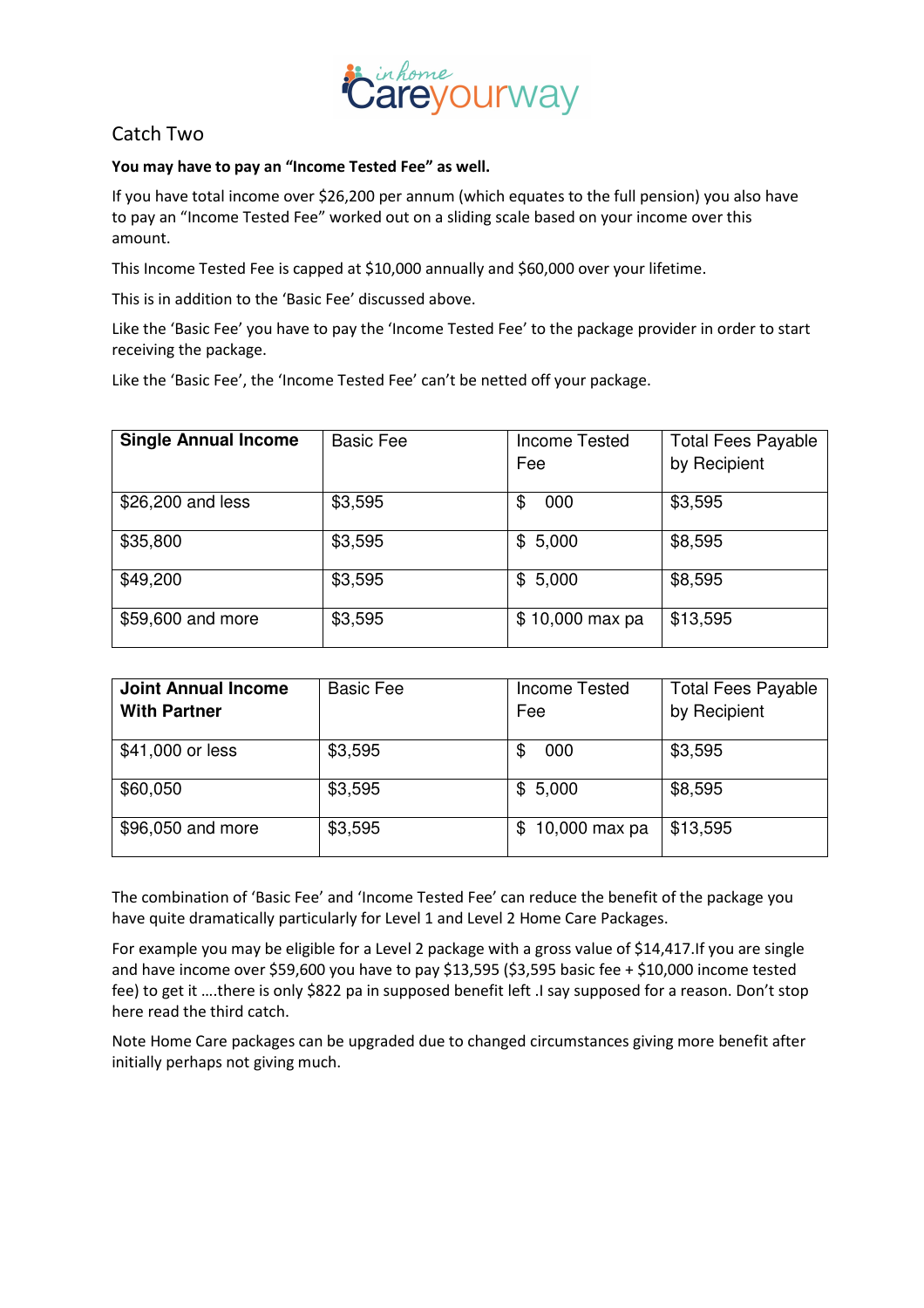## Catch Two

**You may have to pay an "Income Tested Fee" as well.**

If you have total income over $26,200 per annum (which equates to the full pension) you also have to pay an "Income Tested Fee" worked out on a sliding scale based on your income over this amount.

This Income Tested Fee is capped at $10,000 annually and $60,000 over your lifetime.

This is in addition to the 'Basic Fee' discussed above.

Like the 'Basic Fee' you have to pay the 'Income Tested Fee' to the package provider in order to start receiving the package.

Like the 'Basic Fee', the 'Income Tested Fee' can't be netted off your package.

| **Single Annual Income** | Basic Fee | Income Tested Fee | Total Fees Payable by Recipient |
|---|---|---|---|
| $26,200 and less | $3,595 | $ 000 | $3,595 |
| $35,800 | $3,595 | $ 5,000 | $8,595 |
| $49,200 | $3,595 | $ 5,000 | $8,595 |
| $59,600 and more | $3,595 | $ 10,000 max pa | $13,595 |

| **Joint Annual Income With Partner** | Basic Fee | Income Tested Fee | Total Fees Payable by Recipient |
|---|---|---|---|
| $41,000 or less | $3,595 | $ 000 | $3,595 |
| $60,050 | $3,595 | $ 5,000 | $8,595 |
| $96,050 and more | $3,595 | $ 10,000 max pa | $13,595 |

The combination of 'Basic Fee' and 'Income Tested Fee' can reduce the benefit of the package you have quite dramatically particularly for Level 1 and Level 2 Home Care Packages.

For example you may be eligible for a Level 2 package with a gross value of $14,417.If you are single and have income over $59,600 you have to pay $13,595 ($3,595 basic fee + $10,000 income tested fee) to get it ….there is only $822 pa in supposed benefit left .I say supposed for a reason. Don't stop here read the third catch.

Note Home Care packages can be upgraded due to changed circumstances giving more benefit after initially perhaps not giving much.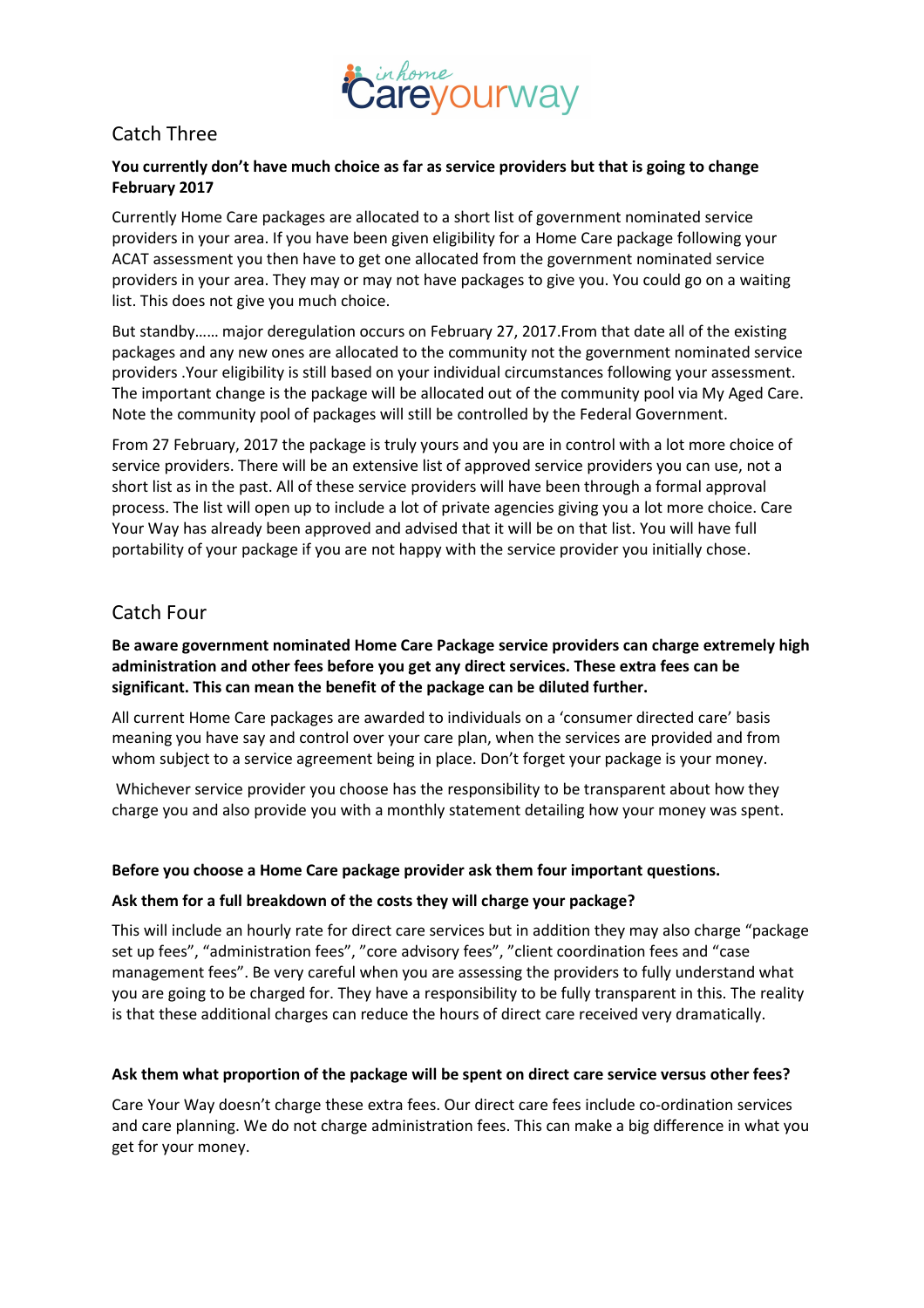## Catch Three

**You currently don't have much choice as far as service providers but that is going to change February 2017**

Currently Home Care packages are allocated to a short list of government nominated service providers in your area. If you have been given eligibility for a Home Care package following your ACAT assessment you then have to get one allocated from the government nominated service providers in your area. They may or may not have packages to give you. You could go on a waiting list. This does not give you much choice.

But standby…… major deregulation occurs on February 27, 2017.From that date all of the existing packages and any new ones are allocated to the community not the government nominated service providers .Your eligibility is still based on your individual circumstances following your assessment. The important change is the package will be allocated out of the community pool via My Aged Care. Note the community pool of packages will still be controlled by the Federal Government.

From 27 February, 2017 the package is truly yours and you are in control with a lot more choice of service providers. There will be an extensive list of approved service providers you can use, not a short list as in the past. All of these service providers will have been through a formal approval process. The list will open up to include a lot of private agencies giving you a lot more choice. Care Your Way has already been approved and advised that it will be on that list. You will have full portability of your package if you are not happy with the service provider you initially chose.

## Catch Four

**Be aware government nominated Home Care Package service providers can charge extremely high administration and other fees before you get any direct services. These extra fees can be significant. This can mean the benefit of the package can be diluted further.**

All current Home Care packages are awarded to individuals on a 'consumer directed care' basis meaning you have say and control over your care plan, when the services are provided and from whom subject to a service agreement being in place. Don't forget your package is your money.

Whichever service provider you choose has the responsibility to be transparent about how they charge you and also provide you with a monthly statement detailing how your money was spent.

**Before you choose a Home Care package provider ask them four important questions.**

**Ask them for a full breakdown of the costs they will charge your package?**

This will include an hourly rate for direct care services but in addition they may also charge "package set up fees", "administration fees", "core advisory fees", "client coordination fees and "case management fees". Be very careful when you are assessing the providers to fully understand what you are going to be charged for. They have a responsibility to be fully transparent in this. The reality is that these additional charges can reduce the hours of direct care received very dramatically.

**Ask them what proportion of the package will be spent on direct care service versus other fees?**

Care Your Way doesn't charge these extra fees. Our direct care fees include co-ordination services and care planning. We do not charge administration fees. This can make a big difference in what you get for your money.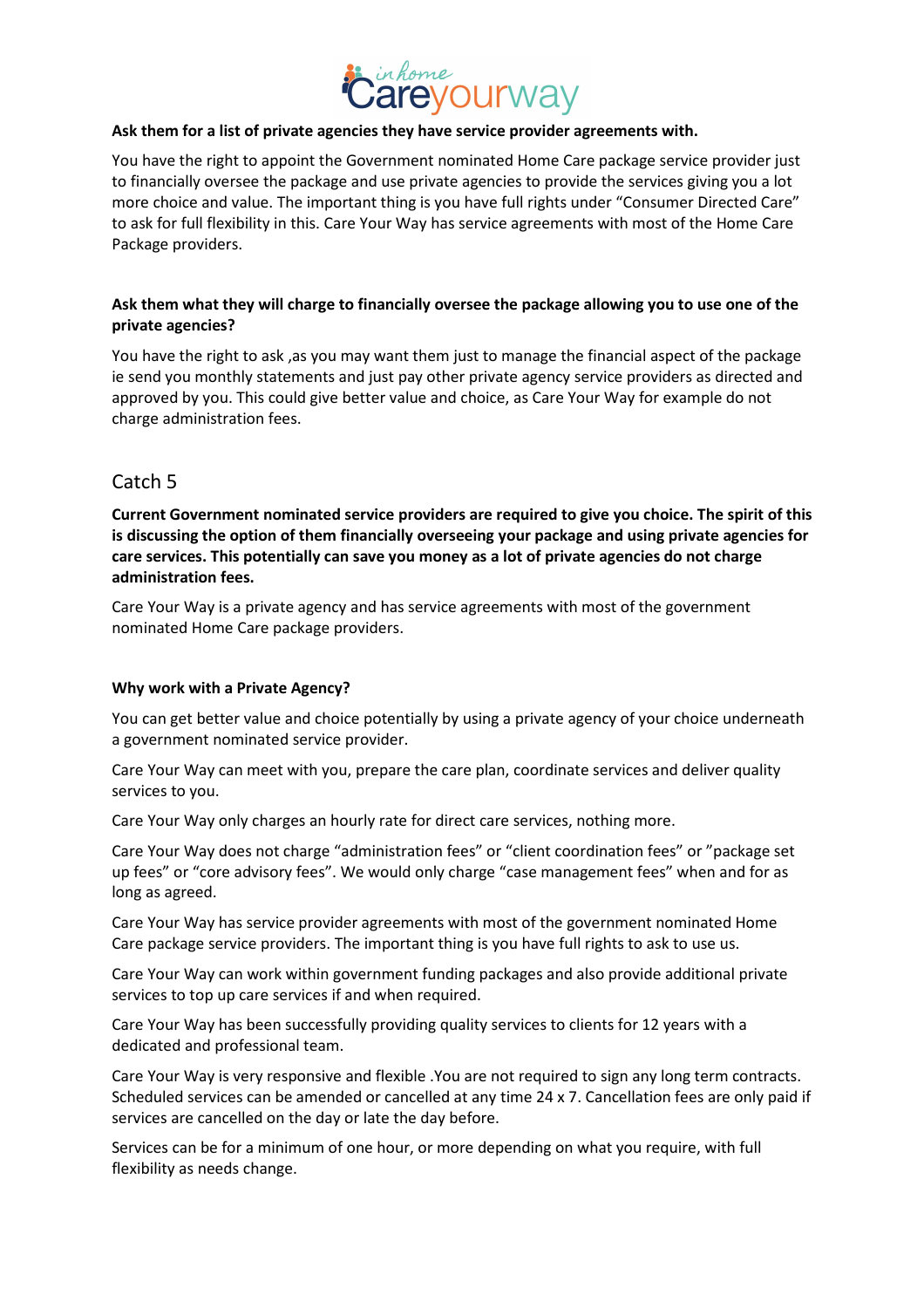**Ask them for a list of private agencies they have service provider agreements with.**

You have the right to appoint the Government nominated Home Care package service provider just to financially oversee the package and use private agencies to provide the services giving you a lot more choice and value. The important thing is you have full rights under "Consumer Directed Care" to ask for full flexibility in this. Care Your Way has service agreements with most of the Home Care Package providers.

**Ask them what they will charge to financially oversee the package allowing you to use one of the private agencies?**

You have the right to ask ,as you may want them just to manage the financial aspect of the package ie send you monthly statements and just pay other private agency service providers as directed and approved by you. This could give better value and choice, as Care Your Way for example do not charge administration fees.

## Catch 5

**Current Government nominated service providers are required to give you choice. The spirit of this is discussing the option of them financially overseeing your package and using private agencies for care services. This potentially can save you money as a lot of private agencies do not charge administration fees.**

Care Your Way is a private agency and has service agreements with most of the government nominated Home Care package providers.

**Why work with a Private Agency?**

You can get better value and choice potentially by using a private agency of your choice underneath a government nominated service provider.

Care Your Way can meet with you, prepare the care plan, coordinate services and deliver quality services to you.

Care Your Way only charges an hourly rate for direct care services, nothing more.

Care Your Way does not charge "administration fees" or "client coordination fees" or "package set up fees" or "core advisory fees". We would only charge "case management fees" when and for as long as agreed.

Care Your Way has service provider agreements with most of the government nominated Home Care package service providers. The important thing is you have full rights to ask to use us.

Care Your Way can work within government funding packages and also provide additional private services to top up care services if and when required.

Care Your Way has been successfully providing quality services to clients for 12 years with a dedicated and professional team.

Care Your Way is very responsive and flexible .You are not required to sign any long term contracts. Scheduled services can be amended or cancelled at any time 24 x 7. Cancellation fees are only paid if services are cancelled on the day or late the day before.

Services can be for a minimum of one hour, or more depending on what you require, with full flexibility as needs change.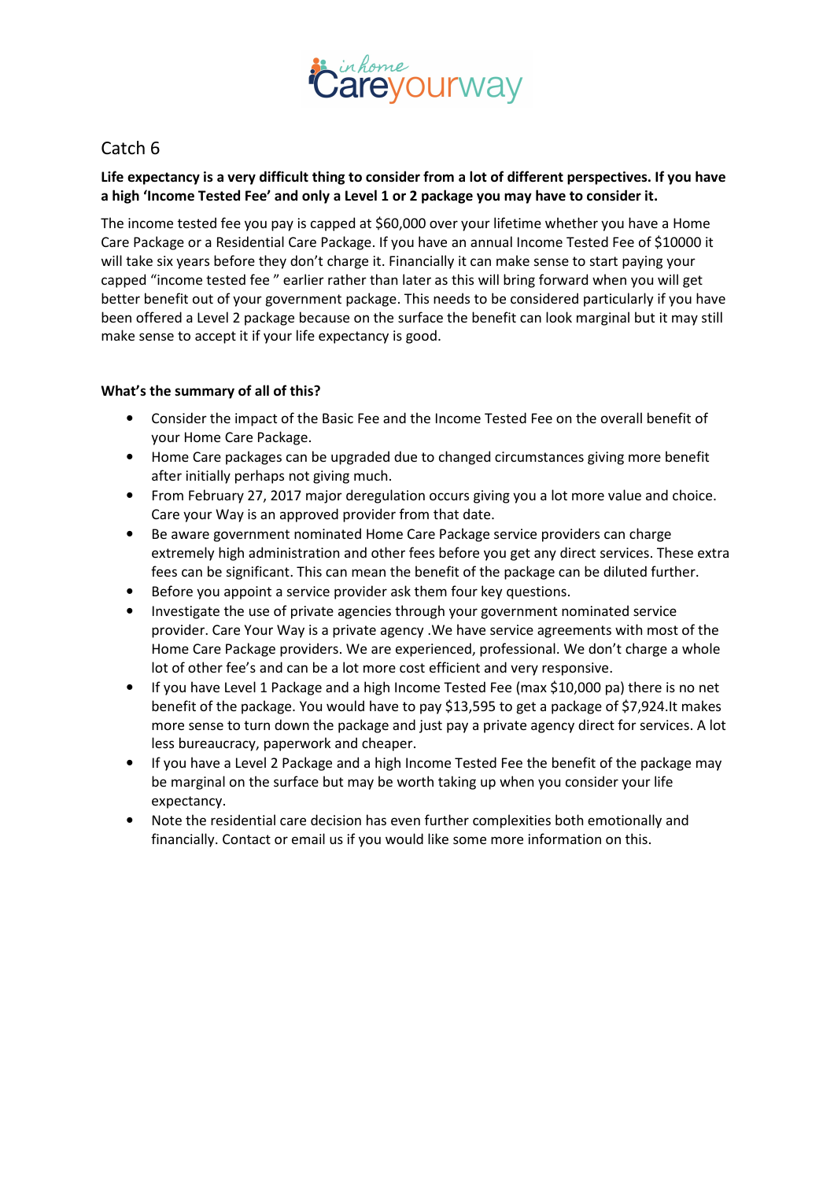## Catch 6

**Life expectancy is a very difficult thing to consider from a lot of different perspectives. If you have a high 'Income Tested Fee' and only a Level 1 or 2 package you may have to consider it.**

The income tested fee you pay is capped at $60,000 over your lifetime whether you have a Home Care Package or a Residential Care Package. If you have an annual Income Tested Fee of $10000 it will take six years before they don't charge it. Financially it can make sense to start paying your capped "income tested fee " earlier rather than later as this will bring forward when you will get better benefit out of your government package. This needs to be considered particularly if you have been offered a Level 2 package because on the surface the benefit can look marginal but it may still make sense to accept it if your life expectancy is good.

**What's the summary of all of this?**

- Consider the impact of the Basic Fee and the Income Tested Fee on the overall benefit of your Home Care Package.
- Home Care packages can be upgraded due to changed circumstances giving more benefit after initially perhaps not giving much.
- From February 27, 2017 major deregulation occurs giving you a lot more value and choice. Care your Way is an approved provider from that date.
- Be aware government nominated Home Care Package service providers can charge extremely high administration and other fees before you get any direct services. These extra fees can be significant. This can mean the benefit of the package can be diluted further.
- Before you appoint a service provider ask them four key questions.
- Investigate the use of private agencies through your government nominated service provider. Care Your Way is a private agency .We have service agreements with most of the Home Care Package providers. We are experienced, professional. We don't charge a whole lot of other fee's and can be a lot more cost efficient and very responsive.
- If you have Level 1 Package and a high Income Tested Fee (max $10,000 pa) there is no net benefit of the package. You would have to pay $13,595 to get a package of $7,924.It makes more sense to turn down the package and just pay a private agency direct for services. A lot less bureaucracy, paperwork and cheaper.
- If you have a Level 2 Package and a high Income Tested Fee the benefit of the package may be marginal on the surface but may be worth taking up when you consider your life expectancy.
- Note the residential care decision has even further complexities both emotionally and financially. Contact or email us if you would like some more information on this.